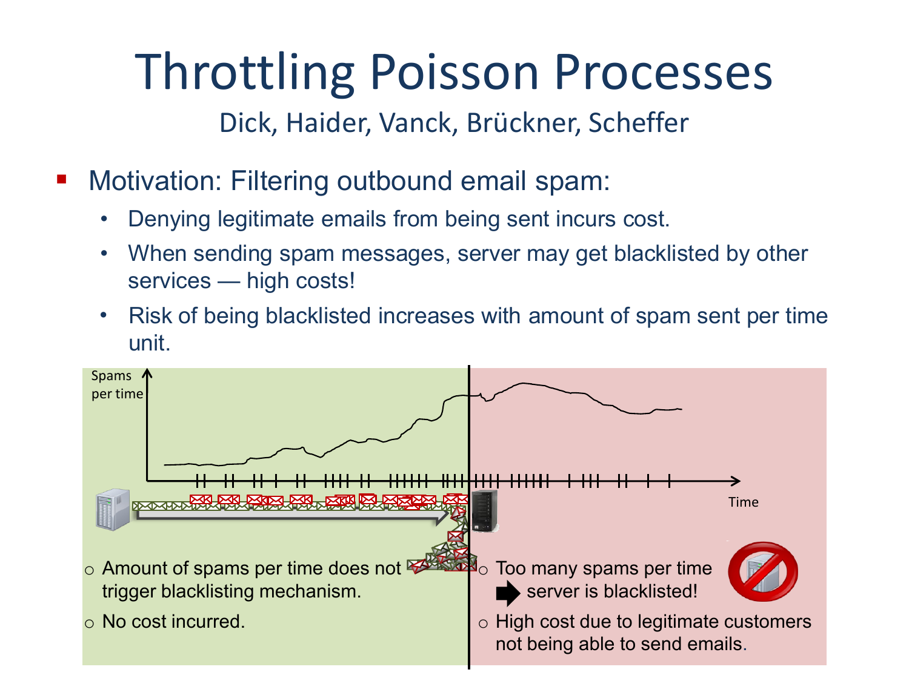# Throttling Poisson Processes

Dick, Haider, Vanck, Brückner, Scheffer

- Motivation: Filtering outbound email spam:
  - Denying legitimate emails from being sent incurs cost.
  - When sending spam messages, server may get blacklisted by other services — high costs!
  - Risk of being blacklisted increases with amount of spam sent per time unit.

Spams per time

Time

- Amount of spams per time does not trigger blacklisting mechanism.
- No cost incurred.

- Too many spams per time ➡ server is blacklisted!
- High cost due to legitimate customers not being able to send emails.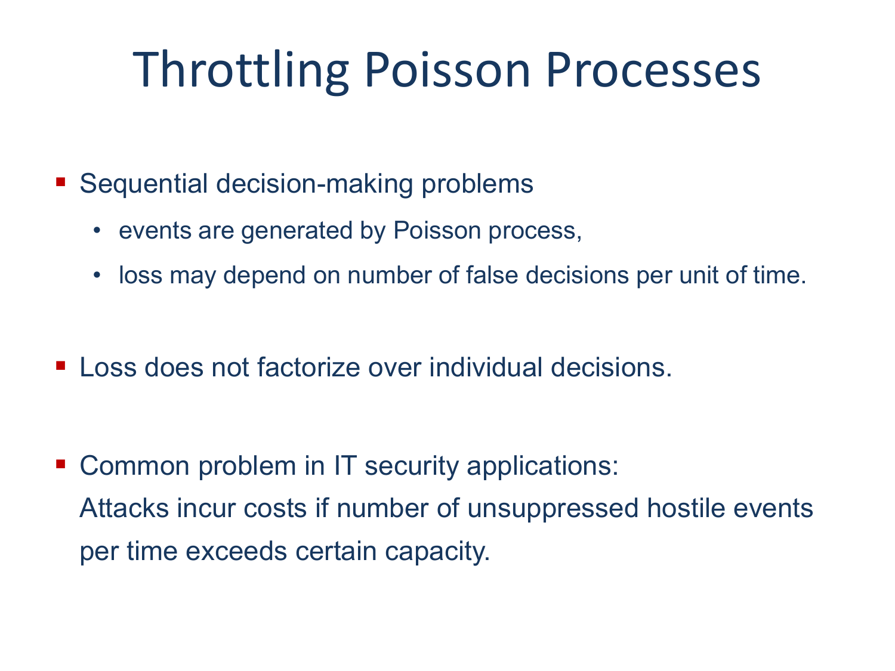# Throttling Poisson Processes

- Sequential decision-making problems
  - events are generated by Poisson process,
  - loss may depend on number of false decisions per unit of time.
- Loss does not factorize over individual decisions.
- Common problem in IT security applications:
  Attacks incur costs if number of unsuppressed hostile events per time exceeds certain capacity.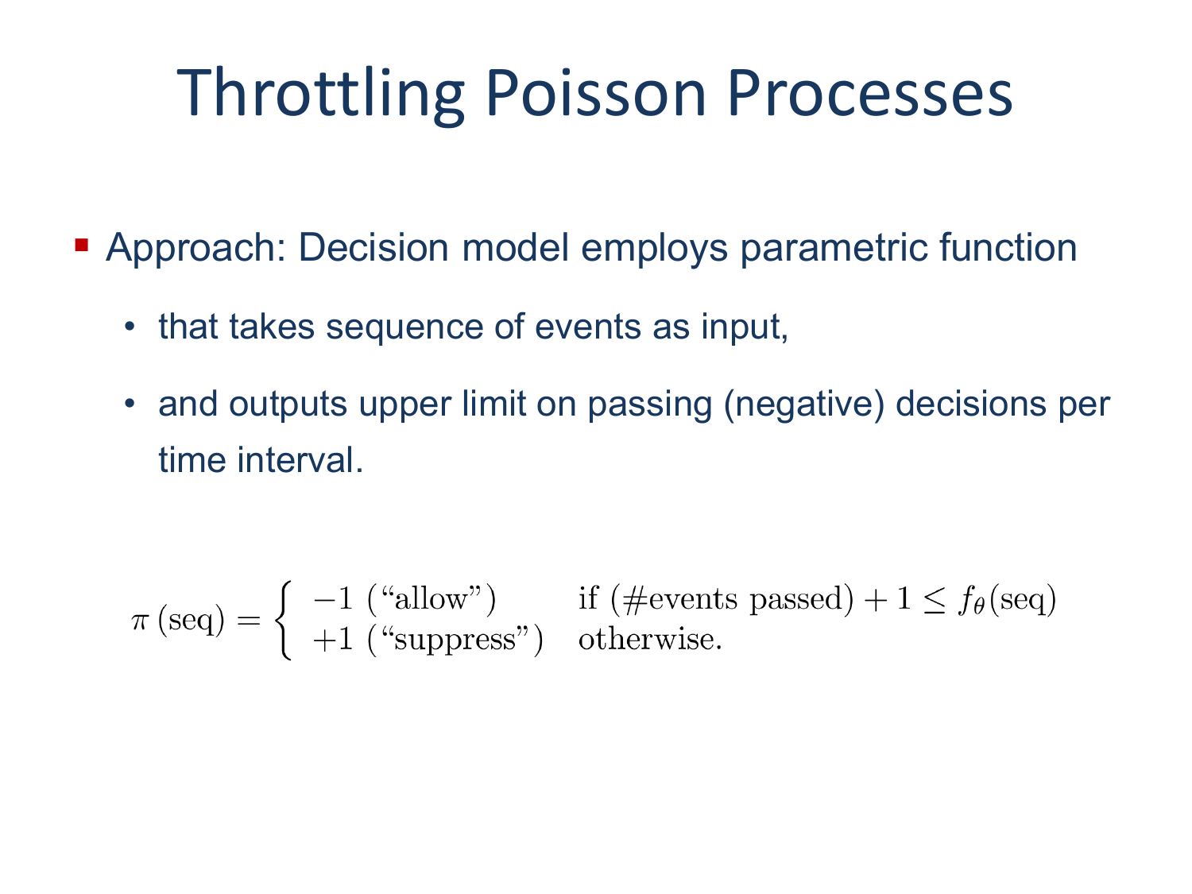# Throttling Poisson Processes

- Approach: Decision model employs parametric function
  - that takes sequence of events as input,
  - and outputs upper limit on passing (negative) decisions per time interval.

$$\pi\left(\text{seq}\right) = \begin{cases} -1 \text{ (“allow”)} & \text{if } (\#\text{events passed}) + 1 \leq f_\theta(\text{seq}) \\ +1 \text{ (“suppress”)} & \text{otherwise.} \end{cases}$$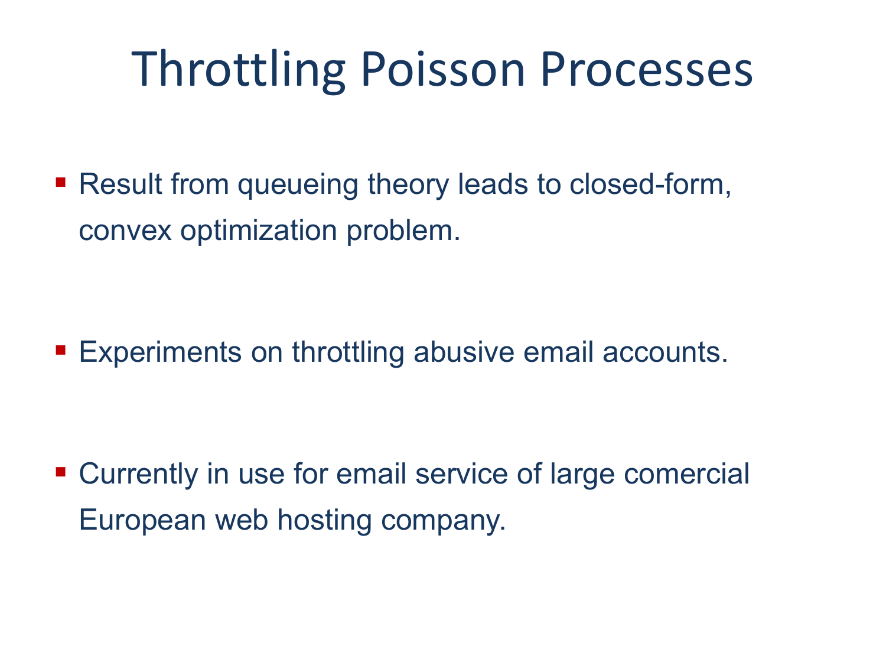# Throttling Poisson Processes

- Result from queueing theory leads to closed-form, convex optimization problem.
- Experiments on throttling abusive email accounts.
- Currently in use for email service of large comercial European web hosting company.